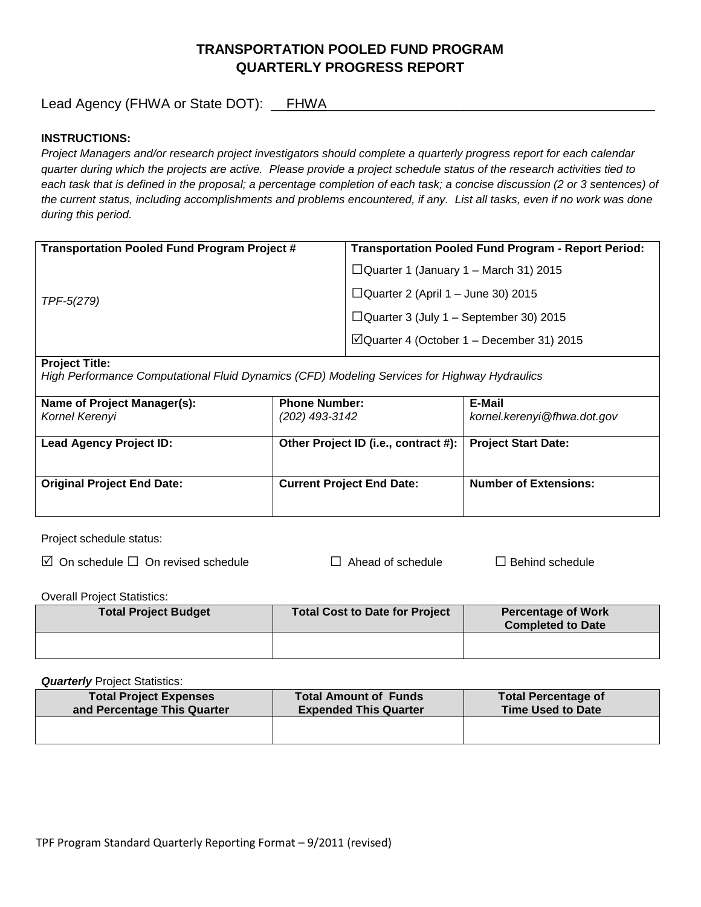# TRANSPORTATION POOLED FUND PROGRAM
# QUARTERLY PROGRESS REPORT

Lead Agency (FHWA or State DOT): FHWA

**INSTRUCTIONS:**

*Project Managers and/or research project investigators should complete a quarterly progress report for each calendar quarter during which the projects are active. Please provide a project schedule status of the research activities tied to each task that is defined in the proposal; a percentage completion of each task; a concise discussion (2 or 3 sentences) of the current status, including accomplishments and problems encountered, if any. List all tasks, even if no work was done during this period.*

| **Transportation Pooled Fund Program Project #** | **Transportation Pooled Fund Program - Report Period:** |
|---|---|
| *TPF-5(279)* | ☐Quarter 1 (January 1 – March 31) 2015<br>☐Quarter 2 (April 1 – June 30) 2015<br>☐Quarter 3 (July 1 – September 30) 2015<br>☑Quarter 4 (October 1 – December 31) 2015 |

**Project Title:**
*High Performance Computational Fluid Dynamics (CFD) Modeling Services for Highway Hydraulics*

| **Name of Project Manager(s):** | **Phone Number:** | **E-Mail** |
|---|---|---|
| *Kornel Kerenyi* | *(202) 493-3142* | *kornel.kerenyi@fhwa.dot.gov* |
| **Lead Agency Project ID:** | **Other Project ID (i.e., contract #):** | **Project Start Date:** |
| | | |
| **Original Project End Date:** | **Current Project End Date:** | **Number of Extensions:** |
| | | |

Project schedule status:

☑ On schedule ☐ On revised schedule ☐ Ahead of schedule ☐ Behind schedule

Overall Project Statistics:

| Total Project Budget | Total Cost to Date for Project | Percentage of Work Completed to Date |
|---|---|---|
| | | |

***Quarterly*** Project Statistics:

| Total Project Expenses and Percentage This Quarter | Total Amount of Funds Expended This Quarter | Total Percentage of Time Used to Date |
|---|---|---|
| | | |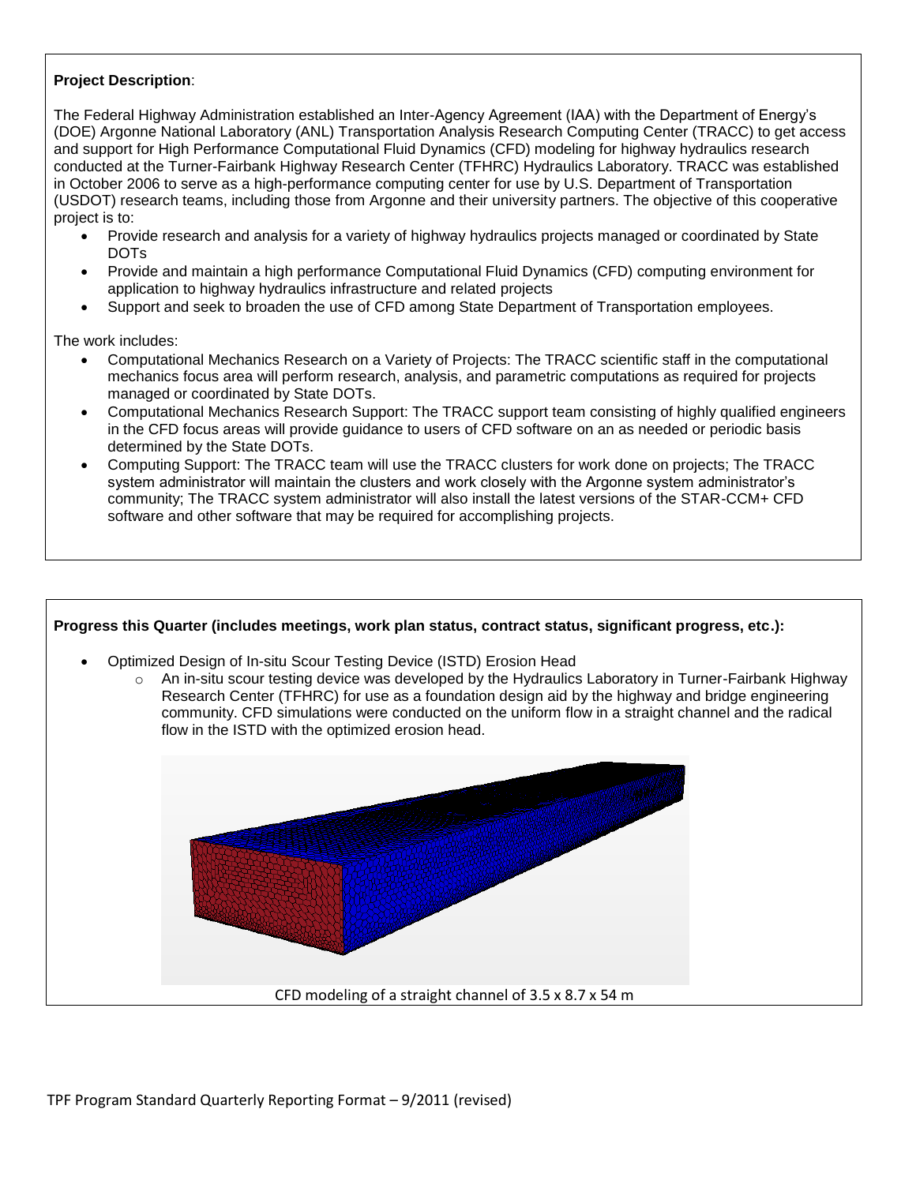**Project Description**:

The Federal Highway Administration established an Inter-Agency Agreement (IAA) with the Department of Energy's (DOE) Argonne National Laboratory (ANL) Transportation Analysis Research Computing Center (TRACC) to get access and support for High Performance Computational Fluid Dynamics (CFD) modeling for highway hydraulics research conducted at the Turner-Fairbank Highway Research Center (TFHRC) Hydraulics Laboratory. TRACC was established in October 2006 to serve as a high-performance computing center for use by U.S. Department of Transportation (USDOT) research teams, including those from Argonne and their university partners. The objective of this cooperative project is to:

- Provide research and analysis for a variety of highway hydraulics projects managed or coordinated by State DOTs
- Provide and maintain a high performance Computational Fluid Dynamics (CFD) computing environment for application to highway hydraulics infrastructure and related projects
- Support and seek to broaden the use of CFD among State Department of Transportation employees.

The work includes:

- Computational Mechanics Research on a Variety of Projects: The TRACC scientific staff in the computational mechanics focus area will perform research, analysis, and parametric computations as required for projects managed or coordinated by State DOTs.
- Computational Mechanics Research Support: The TRACC support team consisting of highly qualified engineers in the CFD focus areas will provide guidance to users of CFD software on an as needed or periodic basis determined by the State DOTs.
- Computing Support: The TRACC team will use the TRACC clusters for work done on projects; The TRACC system administrator will maintain the clusters and work closely with the Argonne system administrator's community; The TRACC system administrator will also install the latest versions of the STAR-CCM+ CFD software and other software that may be required for accomplishing projects.

**Progress this Quarter (includes meetings, work plan status, contract status, significant progress, etc.):**

- Optimized Design of In-situ Scour Testing Device (ISTD) Erosion Head
  - An in-situ scour testing device was developed by the Hydraulics Laboratory in Turner-Fairbank Highway Research Center (TFHRC) for use as a foundation design aid by the highway and bridge engineering community. CFD simulations were conducted on the uniform flow in a straight channel and the radical flow in the ISTD with the optimized erosion head.

CFD modeling of a straight channel of 3.5 x 8.7 x 54 m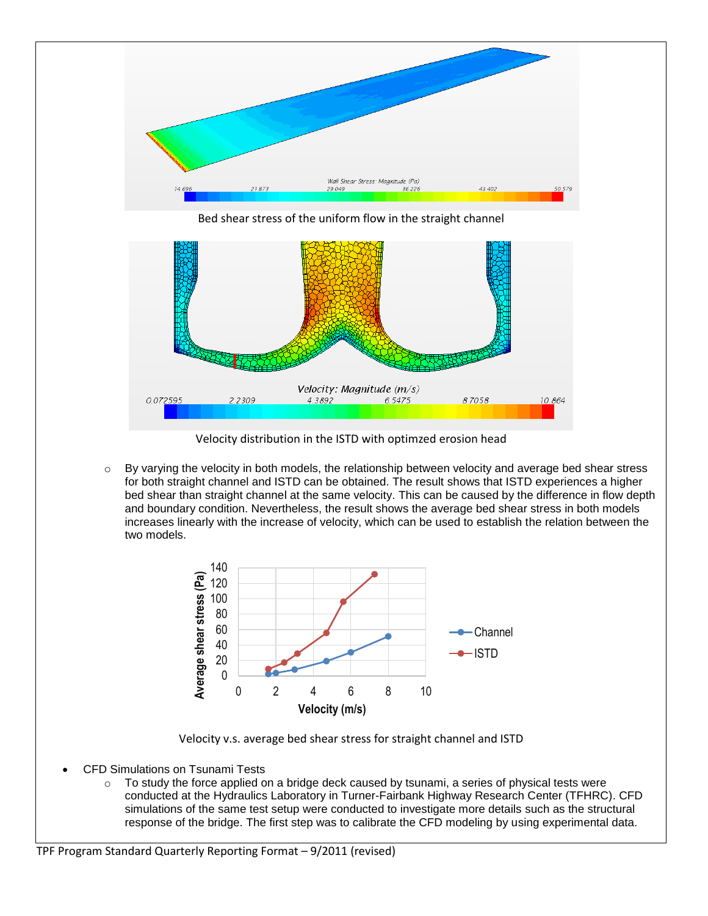Bed shear stress of the uniform flow in the straight channel

Velocity distribution in the ISTD with optimzed erosion head

- By varying the velocity in both models, the relationship between velocity and average bed shear stress for both straight channel and ISTD can be obtained. The result shows that ISTD experiences a higher bed shear than straight channel at the same velocity. This can be caused by the difference in flow depth and boundary condition. Nevertheless, the result shows the average bed shear stress in both models increases linearly with the increase of velocity, which can be used to establish the relation between the two models.

Velocity v.s. average bed shear stress for straight channel and ISTD

- CFD Simulations on Tsunami Tests
  - To study the force applied on a bridge deck caused by tsunami, a series of physical tests were conducted at the Hydraulics Laboratory in Turner-Fairbank Highway Research Center (TFHRC). CFD simulations of the same test setup were conducted to investigate more details such as the structural response of the bridge. The first step was to calibrate the CFD modeling by using experimental data.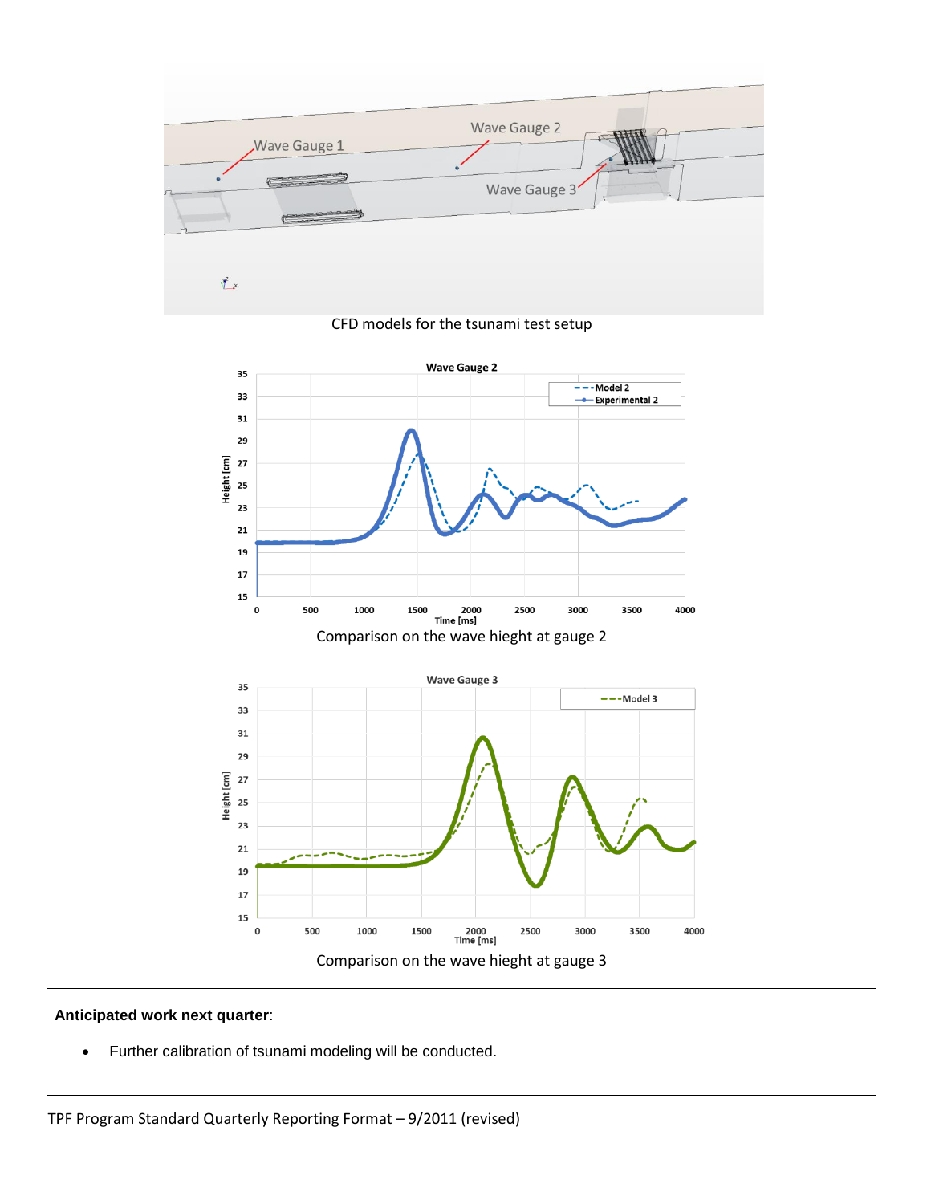CFD models for the tsunami test setup

Comparison on the wave hieght at gauge 2

Comparison on the wave hieght at gauge 3

**Anticipated work next quarter**:

- Further calibration of tsunami modeling will be conducted.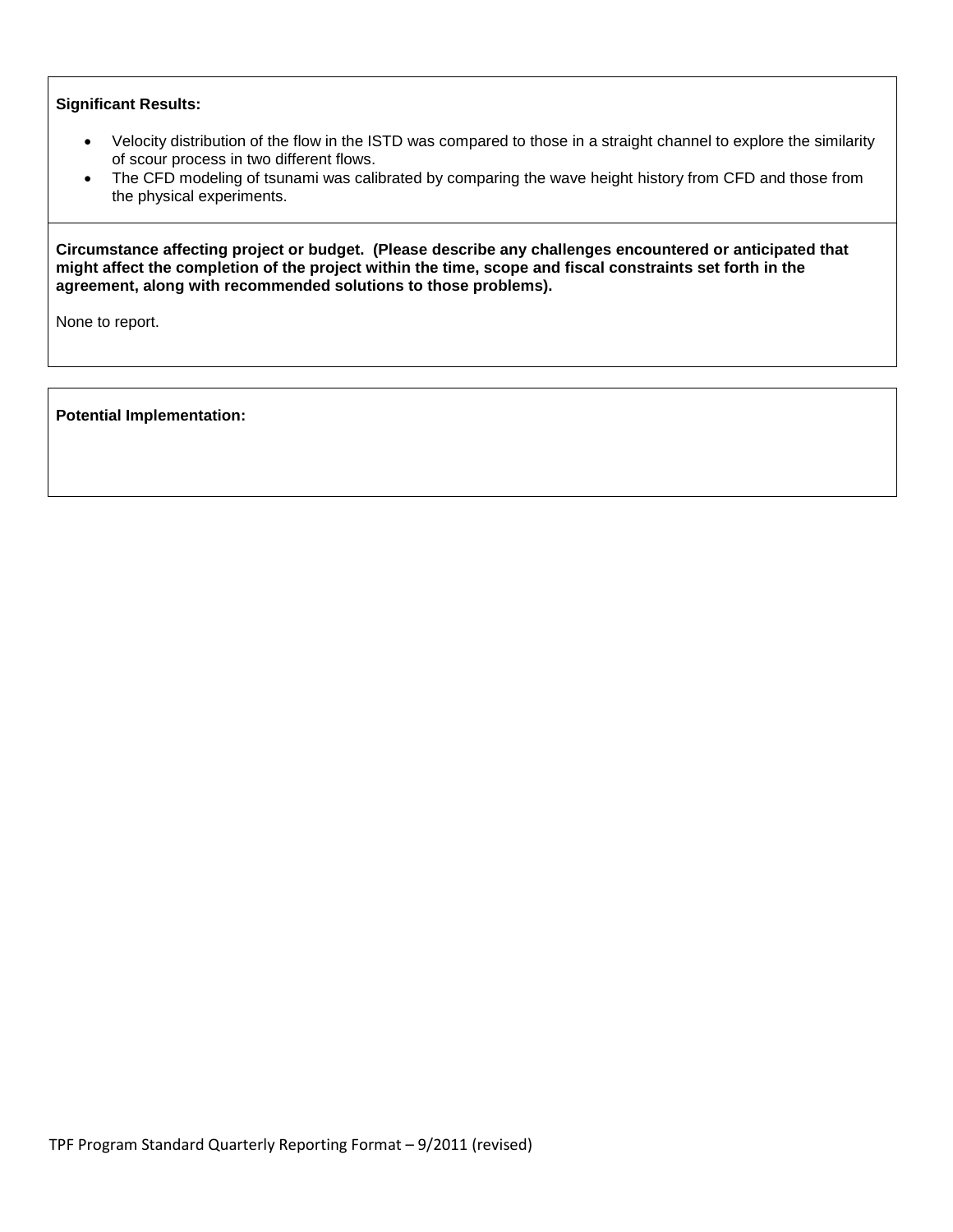**Significant Results:**

- Velocity distribution of the flow in the ISTD was compared to those in a straight channel to explore the similarity of scour process in two different flows.
- The CFD modeling of tsunami was calibrated by comparing the wave height history from CFD and those from the physical experiments.

**Circumstance affecting project or budget. (Please describe any challenges encountered or anticipated that might affect the completion of the project within the time, scope and fiscal constraints set forth in the agreement, along with recommended solutions to those problems).**

None to report.

**Potential Implementation:**